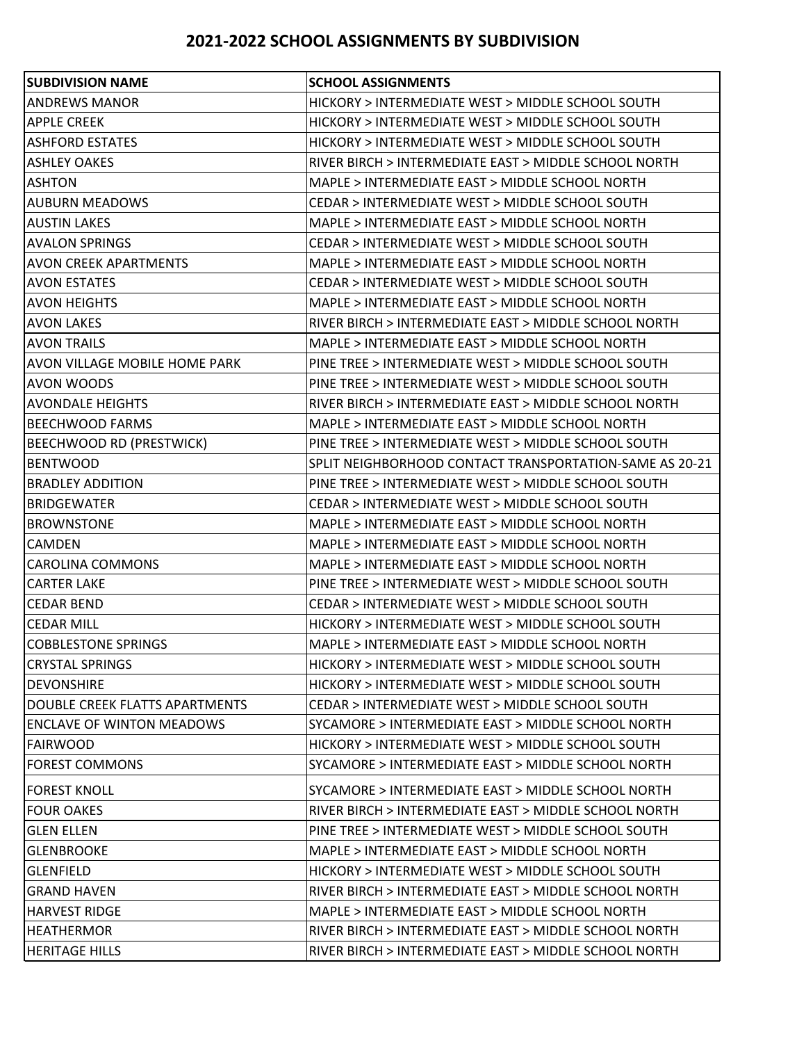## 2021-2022 SCHOOL ASSIGNMENTS BY SUBDIVISION

| SUBDIVISION NAME | SCHOOL ASSIGNMENTS |
|---|---|
| ANDREWS MANOR | HICKORY > INTERMEDIATE WEST > MIDDLE SCHOOL SOUTH |
| APPLE CREEK | HICKORY > INTERMEDIATE WEST > MIDDLE SCHOOL SOUTH |
| ASHFORD ESTATES | HICKORY > INTERMEDIATE WEST > MIDDLE SCHOOL SOUTH |
| ASHLEY OAKES | RIVER BIRCH > INTERMEDIATE EAST > MIDDLE SCHOOL NORTH |
| ASHTON | MAPLE > INTERMEDIATE EAST > MIDDLE SCHOOL NORTH |
| AUBURN MEADOWS | CEDAR > INTERMEDIATE WEST > MIDDLE SCHOOL SOUTH |
| AUSTIN LAKES | MAPLE > INTERMEDIATE EAST > MIDDLE SCHOOL NORTH |
| AVALON SPRINGS | CEDAR > INTERMEDIATE WEST > MIDDLE SCHOOL SOUTH |
| AVON CREEK APARTMENTS | MAPLE > INTERMEDIATE EAST > MIDDLE SCHOOL NORTH |
| AVON ESTATES | CEDAR > INTERMEDIATE WEST > MIDDLE SCHOOL SOUTH |
| AVON HEIGHTS | MAPLE > INTERMEDIATE EAST > MIDDLE SCHOOL NORTH |
| AVON LAKES | RIVER BIRCH > INTERMEDIATE EAST > MIDDLE SCHOOL NORTH |
| AVON TRAILS | MAPLE > INTERMEDIATE EAST > MIDDLE SCHOOL NORTH |
| AVON VILLAGE MOBILE HOME PARK | PINE TREE > INTERMEDIATE WEST > MIDDLE SCHOOL SOUTH |
| AVON WOODS | PINE TREE > INTERMEDIATE WEST > MIDDLE SCHOOL SOUTH |
| AVONDALE HEIGHTS | RIVER BIRCH > INTERMEDIATE EAST > MIDDLE SCHOOL NORTH |
| BEECHWOOD FARMS | MAPLE > INTERMEDIATE EAST > MIDDLE SCHOOL NORTH |
| BEECHWOOD RD (PRESTWICK) | PINE TREE > INTERMEDIATE WEST > MIDDLE SCHOOL SOUTH |
| BENTWOOD | SPLIT NEIGHBORHOOD CONTACT TRANSPORTATION-SAME AS 20-21 |
| BRADLEY ADDITION | PINE TREE > INTERMEDIATE WEST > MIDDLE SCHOOL SOUTH |
| BRIDGEWATER | CEDAR > INTERMEDIATE WEST > MIDDLE SCHOOL SOUTH |
| BROWNSTONE | MAPLE > INTERMEDIATE EAST > MIDDLE SCHOOL NORTH |
| CAMDEN | MAPLE > INTERMEDIATE EAST > MIDDLE SCHOOL NORTH |
| CAROLINA COMMONS | MAPLE > INTERMEDIATE EAST > MIDDLE SCHOOL NORTH |
| CARTER LAKE | PINE TREE > INTERMEDIATE WEST > MIDDLE SCHOOL SOUTH |
| CEDAR BEND | CEDAR > INTERMEDIATE WEST > MIDDLE SCHOOL SOUTH |
| CEDAR MILL | HICKORY > INTERMEDIATE WEST > MIDDLE SCHOOL SOUTH |
| COBBLESTONE SPRINGS | MAPLE > INTERMEDIATE EAST > MIDDLE SCHOOL NORTH |
| CRYSTAL SPRINGS | HICKORY > INTERMEDIATE WEST > MIDDLE SCHOOL SOUTH |
| DEVONSHIRE | HICKORY > INTERMEDIATE WEST > MIDDLE SCHOOL SOUTH |
| DOUBLE CREEK FLATTS APARTMENTS | CEDAR > INTERMEDIATE WEST > MIDDLE SCHOOL SOUTH |
| ENCLAVE OF WINTON MEADOWS | SYCAMORE > INTERMEDIATE EAST > MIDDLE SCHOOL NORTH |
| FAIRWOOD | HICKORY > INTERMEDIATE WEST > MIDDLE SCHOOL SOUTH |
| FOREST COMMONS | SYCAMORE > INTERMEDIATE EAST > MIDDLE SCHOOL NORTH |
| FOREST KNOLL | SYCAMORE > INTERMEDIATE EAST > MIDDLE SCHOOL NORTH |
| FOUR OAKES | RIVER BIRCH > INTERMEDIATE EAST > MIDDLE SCHOOL NORTH |
| GLEN ELLEN | PINE TREE > INTERMEDIATE WEST > MIDDLE SCHOOL SOUTH |
| GLENBROOKE | MAPLE > INTERMEDIATE EAST > MIDDLE SCHOOL NORTH |
| GLENFIELD | HICKORY > INTERMEDIATE WEST > MIDDLE SCHOOL SOUTH |
| GRAND HAVEN | RIVER BIRCH > INTERMEDIATE EAST > MIDDLE SCHOOL NORTH |
| HARVEST RIDGE | MAPLE > INTERMEDIATE EAST > MIDDLE SCHOOL NORTH |
| HEATHERMOR | RIVER BIRCH > INTERMEDIATE EAST > MIDDLE SCHOOL NORTH |
| HERITAGE HILLS | RIVER BIRCH > INTERMEDIATE EAST > MIDDLE SCHOOL NORTH |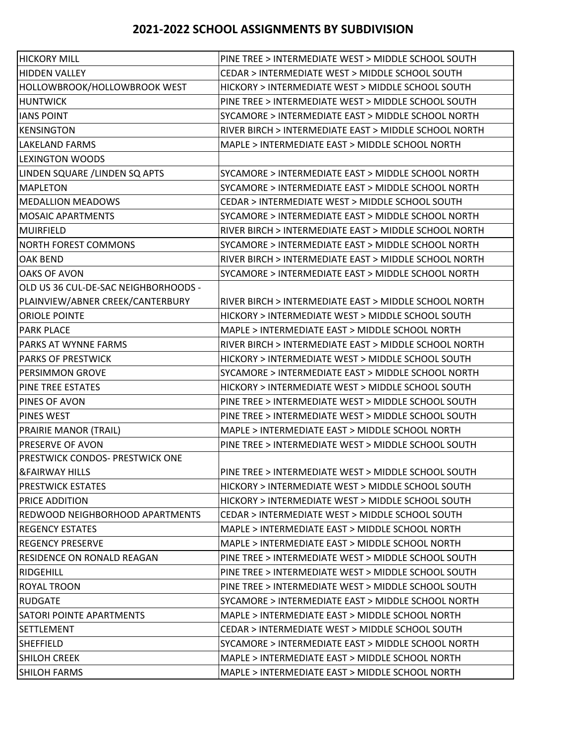## 2021-2022 SCHOOL ASSIGNMENTS BY SUBDIVISION

| | |
|---|---|
| HICKORY MILL | PINE TREE > INTERMEDIATE WEST > MIDDLE SCHOOL SOUTH |
| HIDDEN VALLEY | CEDAR > INTERMEDIATE WEST > MIDDLE SCHOOL SOUTH |
| HOLLOWBROOK/HOLLOWBROOK WEST | HICKORY > INTERMEDIATE WEST > MIDDLE SCHOOL SOUTH |
| HUNTWICK | PINE TREE > INTERMEDIATE WEST > MIDDLE SCHOOL SOUTH |
| IANS POINT | SYCAMORE > INTERMEDIATE EAST > MIDDLE SCHOOL NORTH |
| KENSINGTON | RIVER BIRCH > INTERMEDIATE EAST > MIDDLE SCHOOL NORTH |
| LAKELAND FARMS | MAPLE > INTERMEDIATE EAST > MIDDLE SCHOOL NORTH |
| LEXINGTON WOODS | |
| LINDEN SQUARE /LINDEN SQ APTS | SYCAMORE > INTERMEDIATE EAST > MIDDLE SCHOOL NORTH |
| MAPLETON | SYCAMORE > INTERMEDIATE EAST > MIDDLE SCHOOL NORTH |
| MEDALLION MEADOWS | CEDAR > INTERMEDIATE WEST > MIDDLE SCHOOL SOUTH |
| MOSAIC APARTMENTS | SYCAMORE > INTERMEDIATE EAST > MIDDLE SCHOOL NORTH |
| MUIRFIELD | RIVER BIRCH > INTERMEDIATE EAST > MIDDLE SCHOOL NORTH |
| NORTH FOREST COMMONS | SYCAMORE > INTERMEDIATE EAST > MIDDLE SCHOOL NORTH |
| OAK BEND | RIVER BIRCH > INTERMEDIATE EAST > MIDDLE SCHOOL NORTH |
| OAKS OF AVON | SYCAMORE > INTERMEDIATE EAST > MIDDLE SCHOOL NORTH |
| OLD US 36 CUL-DE-SAC NEIGHBORHOODS - PLAINVIEW/ABNER CREEK/CANTERBURY | RIVER BIRCH > INTERMEDIATE EAST > MIDDLE SCHOOL NORTH |
| ORIOLE POINTE | HICKORY > INTERMEDIATE WEST > MIDDLE SCHOOL SOUTH |
| PARK PLACE | MAPLE > INTERMEDIATE EAST > MIDDLE SCHOOL NORTH |
| PARKS AT WYNNE FARMS | RIVER BIRCH > INTERMEDIATE EAST > MIDDLE SCHOOL NORTH |
| PARKS OF PRESTWICK | HICKORY > INTERMEDIATE WEST > MIDDLE SCHOOL SOUTH |
| PERSIMMON GROVE | SYCAMORE > INTERMEDIATE EAST > MIDDLE SCHOOL NORTH |
| PINE TREE ESTATES | HICKORY > INTERMEDIATE WEST > MIDDLE SCHOOL SOUTH |
| PINES OF AVON | PINE TREE > INTERMEDIATE WEST > MIDDLE SCHOOL SOUTH |
| PINES WEST | PINE TREE > INTERMEDIATE WEST > MIDDLE SCHOOL SOUTH |
| PRAIRIE MANOR (TRAIL) | MAPLE > INTERMEDIATE EAST > MIDDLE SCHOOL NORTH |
| PRESERVE OF AVON | PINE TREE > INTERMEDIATE WEST > MIDDLE SCHOOL SOUTH |
| PRESTWICK CONDOS- PRESTWICK ONE &FAIRWAY HILLS | PINE TREE > INTERMEDIATE WEST > MIDDLE SCHOOL SOUTH |
| PRESTWICK ESTATES | HICKORY > INTERMEDIATE WEST > MIDDLE SCHOOL SOUTH |
| PRICE ADDITION | HICKORY > INTERMEDIATE WEST > MIDDLE SCHOOL SOUTH |
| REDWOOD NEIGHBORHOOD APARTMENTS | CEDAR > INTERMEDIATE WEST > MIDDLE SCHOOL SOUTH |
| REGENCY ESTATES | MAPLE > INTERMEDIATE EAST > MIDDLE SCHOOL NORTH |
| REGENCY PRESERVE | MAPLE > INTERMEDIATE EAST > MIDDLE SCHOOL NORTH |
| RESIDENCE ON RONALD REAGAN | PINE TREE > INTERMEDIATE WEST > MIDDLE SCHOOL SOUTH |
| RIDGEHILL | PINE TREE > INTERMEDIATE WEST > MIDDLE SCHOOL SOUTH |
| ROYAL TROON | PINE TREE > INTERMEDIATE WEST > MIDDLE SCHOOL SOUTH |
| RUDGATE | SYCAMORE > INTERMEDIATE EAST > MIDDLE SCHOOL NORTH |
| SATORI POINTE APARTMENTS | MAPLE > INTERMEDIATE EAST > MIDDLE SCHOOL NORTH |
| SETTLEMENT | CEDAR > INTERMEDIATE WEST > MIDDLE SCHOOL SOUTH |
| SHEFFIELD | SYCAMORE > INTERMEDIATE EAST > MIDDLE SCHOOL NORTH |
| SHILOH CREEK | MAPLE > INTERMEDIATE EAST > MIDDLE SCHOOL NORTH |
| SHILOH FARMS | MAPLE > INTERMEDIATE EAST > MIDDLE SCHOOL NORTH |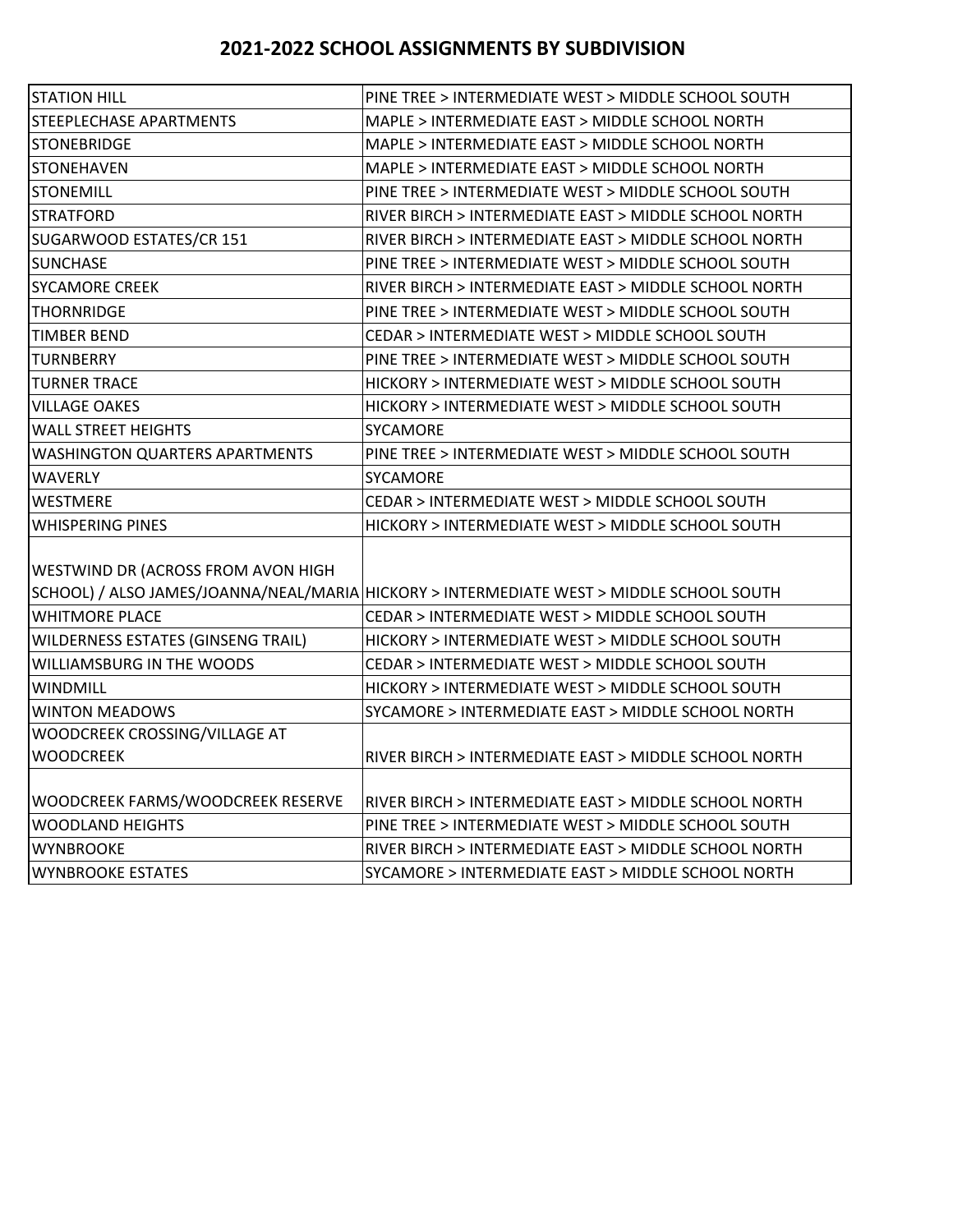## 2021-2022 SCHOOL ASSIGNMENTS BY SUBDIVISION

| | |
|---|---|
| STATION HILL | PINE TREE > INTERMEDIATE WEST > MIDDLE SCHOOL SOUTH |
| STEEPLECHASE APARTMENTS | MAPLE > INTERMEDIATE EAST > MIDDLE SCHOOL NORTH |
| STONEBRIDGE | MAPLE > INTERMEDIATE EAST > MIDDLE SCHOOL NORTH |
| STONEHAVEN | MAPLE > INTERMEDIATE EAST > MIDDLE SCHOOL NORTH |
| STONEMILL | PINE TREE > INTERMEDIATE WEST > MIDDLE SCHOOL SOUTH |
| STRATFORD | RIVER BIRCH > INTERMEDIATE EAST > MIDDLE SCHOOL NORTH |
| SUGARWOOD ESTATES/CR 151 | RIVER BIRCH > INTERMEDIATE EAST > MIDDLE SCHOOL NORTH |
| SUNCHASE | PINE TREE > INTERMEDIATE WEST > MIDDLE SCHOOL SOUTH |
| SYCAMORE CREEK | RIVER BIRCH > INTERMEDIATE EAST > MIDDLE SCHOOL NORTH |
| THORNRIDGE | PINE TREE > INTERMEDIATE WEST > MIDDLE SCHOOL SOUTH |
| TIMBER BEND | CEDAR > INTERMEDIATE WEST > MIDDLE SCHOOL SOUTH |
| TURNBERRY | PINE TREE > INTERMEDIATE WEST > MIDDLE SCHOOL SOUTH |
| TURNER TRACE | HICKORY > INTERMEDIATE WEST > MIDDLE SCHOOL SOUTH |
| VILLAGE OAKES | HICKORY > INTERMEDIATE WEST > MIDDLE SCHOOL SOUTH |
| WALL STREET HEIGHTS | SYCAMORE |
| WASHINGTON QUARTERS APARTMENTS | PINE TREE > INTERMEDIATE WEST > MIDDLE SCHOOL SOUTH |
| WAVERLY | SYCAMORE |
| WESTMERE | CEDAR > INTERMEDIATE WEST > MIDDLE SCHOOL SOUTH |
| WHISPERING PINES | HICKORY > INTERMEDIATE WEST > MIDDLE SCHOOL SOUTH |
| WESTWIND DR (ACROSS FROM AVON HIGH SCHOOL) / ALSO JAMES/JOANNA/NEAL/MARIA | HICKORY > INTERMEDIATE WEST > MIDDLE SCHOOL SOUTH |
| WHITMORE PLACE | CEDAR > INTERMEDIATE WEST > MIDDLE SCHOOL SOUTH |
| WILDERNESS ESTATES (GINSENG TRAIL) | HICKORY > INTERMEDIATE WEST > MIDDLE SCHOOL SOUTH |
| WILLIAMSBURG IN THE WOODS | CEDAR > INTERMEDIATE WEST > MIDDLE SCHOOL SOUTH |
| WINDMILL | HICKORY > INTERMEDIATE WEST > MIDDLE SCHOOL SOUTH |
| WINTON MEADOWS | SYCAMORE > INTERMEDIATE EAST > MIDDLE SCHOOL NORTH |
| WOODCREEK CROSSING/VILLAGE AT WOODCREEK | RIVER BIRCH > INTERMEDIATE EAST > MIDDLE SCHOOL NORTH |
| WOODCREEK FARMS/WOODCREEK RESERVE | RIVER BIRCH > INTERMEDIATE EAST > MIDDLE SCHOOL NORTH |
| WOODLAND HEIGHTS | PINE TREE > INTERMEDIATE WEST > MIDDLE SCHOOL SOUTH |
| WYNBROOKE | RIVER BIRCH > INTERMEDIATE EAST > MIDDLE SCHOOL NORTH |
| WYNBROOKE ESTATES | SYCAMORE > INTERMEDIATE EAST > MIDDLE SCHOOL NORTH |